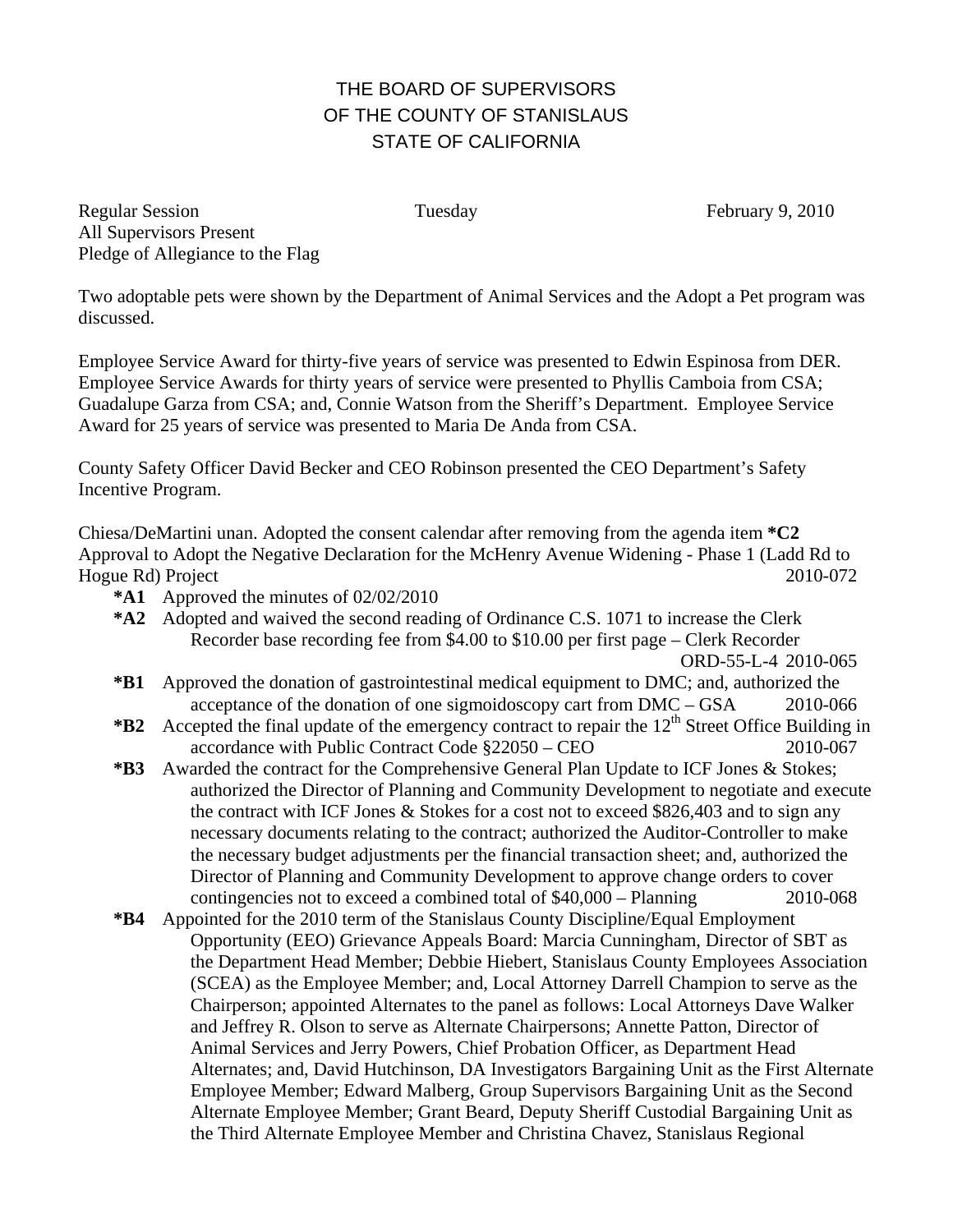# THE BOARD OF SUPERVISORS
# OF THE COUNTY OF STANISLAUS
# STATE OF CALIFORNIA

Regular Session Tuesday February 9, 2010
All Supervisors Present
Pledge of Allegiance to the Flag

Two adoptable pets were shown by the Department of Animal Services and the Adopt a Pet program was discussed.

Employee Service Award for thirty-five years of service was presented to Edwin Espinosa from DER. Employee Service Awards for thirty years of service were presented to Phyllis Camboia from CSA; Guadalupe Garza from CSA; and, Connie Watson from the Sheriff's Department. Employee Service Award for 25 years of service was presented to Maria De Anda from CSA.

County Safety Officer David Becker and CEO Robinson presented the CEO Department's Safety Incentive Program.

Chiesa/DeMartini unan. Adopted the consent calendar after removing from the agenda item **\*C2** Approval to Adopt the Negative Declaration for the McHenry Avenue Widening - Phase 1 (Ladd Rd to Hogue Rd) Project 2010-072

- **\*A1** Approved the minutes of 02/02/2010
- **\*A2** Adopted and waived the second reading of Ordinance C.S. 1071 to increase the Clerk Recorder base recording fee from $4.00 to $10.00 per first page – Clerk Recorder ORD-55-L-4 2010-065
- **\*B1** Approved the donation of gastrointestinal medical equipment to DMC; and, authorized the acceptance of the donation of one sigmoidoscopy cart from DMC – GSA 2010-066
- **\*B2** Accepted the final update of the emergency contract to repair the 12th Street Office Building in accordance with Public Contract Code §22050 – CEO 2010-067
- **\*B3** Awarded the contract for the Comprehensive General Plan Update to ICF Jones & Stokes; authorized the Director of Planning and Community Development to negotiate and execute the contract with ICF Jones & Stokes for a cost not to exceed $826,403 and to sign any necessary documents relating to the contract; authorized the Auditor-Controller to make the necessary budget adjustments per the financial transaction sheet; and, authorized the Director of Planning and Community Development to approve change orders to cover contingencies not to exceed a combined total of $40,000 – Planning 2010-068
- **\*B4** Appointed for the 2010 term of the Stanislaus County Discipline/Equal Employment Opportunity (EEO) Grievance Appeals Board: Marcia Cunningham, Director of SBT as the Department Head Member; Debbie Hiebert, Stanislaus County Employees Association (SCEA) as the Employee Member; and, Local Attorney Darrell Champion to serve as the Chairperson; appointed Alternates to the panel as follows: Local Attorneys Dave Walker and Jeffrey R. Olson to serve as Alternate Chairpersons; Annette Patton, Director of Animal Services and Jerry Powers, Chief Probation Officer, as Department Head Alternates; and, David Hutchinson, DA Investigators Bargaining Unit as the First Alternate Employee Member; Edward Malberg, Group Supervisors Bargaining Unit as the Second Alternate Employee Member; Grant Beard, Deputy Sheriff Custodial Bargaining Unit as the Third Alternate Employee Member and Christina Chavez, Stanislaus Regional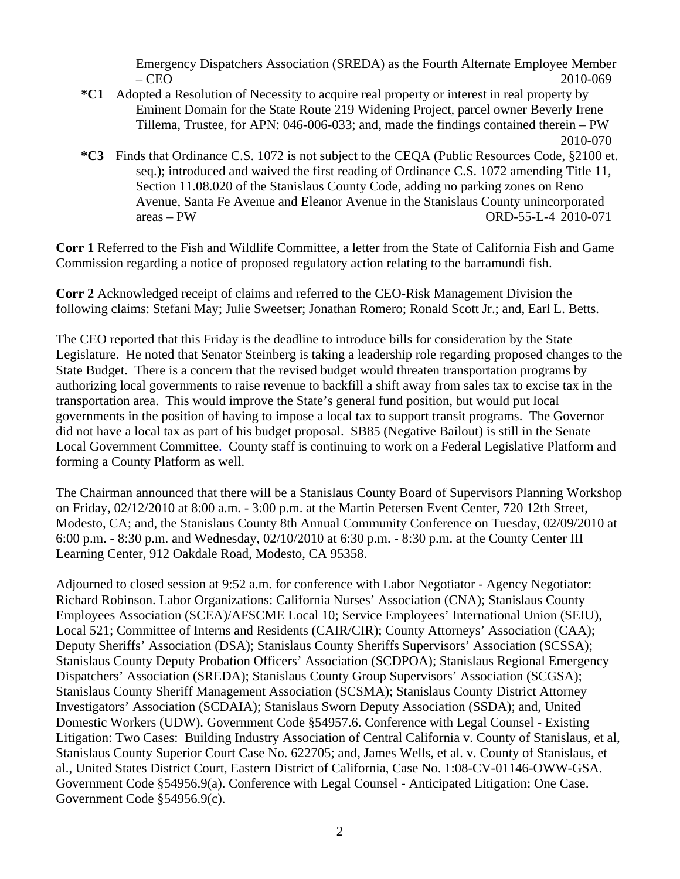Emergency Dispatchers Association (SREDA) as the Fourth Alternate Employee Member – CEO 2010-069

**\*C1** Adopted a Resolution of Necessity to acquire real property or interest in real property by Eminent Domain for the State Route 219 Widening Project, parcel owner Beverly Irene Tillema, Trustee, for APN: 046-006-033; and, made the findings contained therein – PW 2010-070

**\*C3** Finds that Ordinance C.S. 1072 is not subject to the CEQA (Public Resources Code, §2100 et. seq.); introduced and waived the first reading of Ordinance C.S. 1072 amending Title 11, Section 11.08.020 of the Stanislaus County Code, adding no parking zones on Reno Avenue, Santa Fe Avenue and Eleanor Avenue in the Stanislaus County unincorporated areas – PW ORD-55-L-4 2010-071

**Corr 1** Referred to the Fish and Wildlife Committee, a letter from the State of California Fish and Game Commission regarding a notice of proposed regulatory action relating to the barramundi fish.

**Corr 2** Acknowledged receipt of claims and referred to the CEO-Risk Management Division the following claims: Stefani May; Julie Sweetser; Jonathan Romero; Ronald Scott Jr.; and, Earl L. Betts.

The CEO reported that this Friday is the deadline to introduce bills for consideration by the State Legislature. He noted that Senator Steinberg is taking a leadership role regarding proposed changes to the State Budget. There is a concern that the revised budget would threaten transportation programs by authorizing local governments to raise revenue to backfill a shift away from sales tax to excise tax in the transportation area. This would improve the State's general fund position, but would put local governments in the position of having to impose a local tax to support transit programs. The Governor did not have a local tax as part of his budget proposal. SB85 (Negative Bailout) is still in the Senate Local Government Committee. County staff is continuing to work on a Federal Legislative Platform and forming a County Platform as well.

The Chairman announced that there will be a Stanislaus County Board of Supervisors Planning Workshop on Friday, 02/12/2010 at 8:00 a.m. - 3:00 p.m. at the Martin Petersen Event Center, 720 12th Street, Modesto, CA; and, the Stanislaus County 8th Annual Community Conference on Tuesday, 02/09/2010 at 6:00 p.m. - 8:30 p.m. and Wednesday, 02/10/2010 at 6:30 p.m. - 8:30 p.m. at the County Center III Learning Center, 912 Oakdale Road, Modesto, CA 95358.

Adjourned to closed session at 9:52 a.m. for conference with Labor Negotiator - Agency Negotiator: Richard Robinson. Labor Organizations: California Nurses' Association (CNA); Stanislaus County Employees Association (SCEA)/AFSCME Local 10; Service Employees' International Union (SEIU), Local 521; Committee of Interns and Residents (CAIR/CIR); County Attorneys' Association (CAA); Deputy Sheriffs' Association (DSA); Stanislaus County Sheriffs Supervisors' Association (SCSSA); Stanislaus County Deputy Probation Officers' Association (SCDPOA); Stanislaus Regional Emergency Dispatchers' Association (SREDA); Stanislaus County Group Supervisors' Association (SCGSA); Stanislaus County Sheriff Management Association (SCSMA); Stanislaus County District Attorney Investigators' Association (SCDAIA); Stanislaus Sworn Deputy Association (SSDA); and, United Domestic Workers (UDW). Government Code §54957.6. Conference with Legal Counsel - Existing Litigation: Two Cases: Building Industry Association of Central California v. County of Stanislaus, et al, Stanislaus County Superior Court Case No. 622705; and, James Wells, et al. v. County of Stanislaus, et al., United States District Court, Eastern District of California, Case No. 1:08-CV-01146-OWW-GSA. Government Code §54956.9(a). Conference with Legal Counsel - Anticipated Litigation: One Case. Government Code §54956.9(c).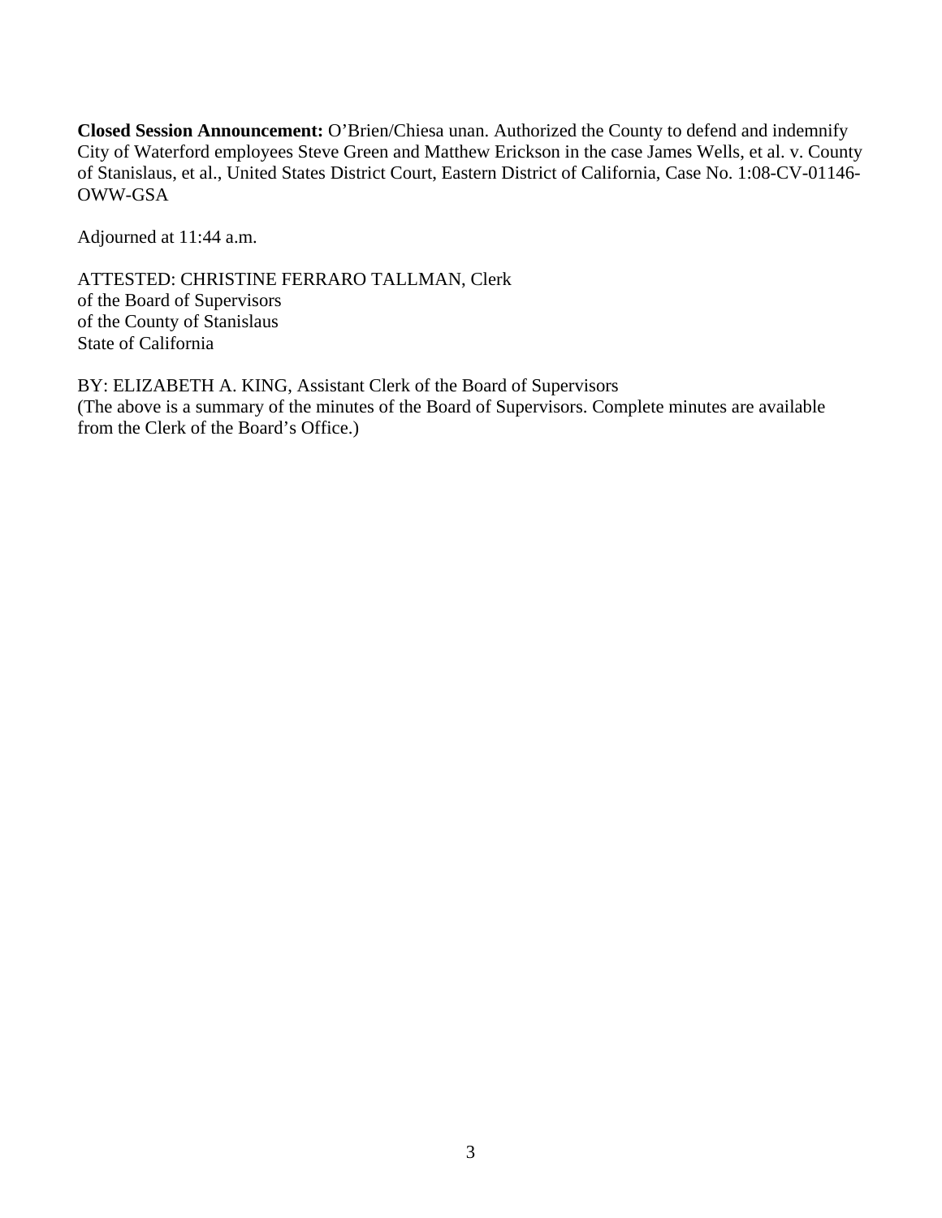**Closed Session Announcement:** O'Brien/Chiesa unan. Authorized the County to defend and indemnify City of Waterford employees Steve Green and Matthew Erickson in the case James Wells, et al. v. County of Stanislaus, et al., United States District Court, Eastern District of California, Case No. 1:08-CV-01146-OWW-GSA

Adjourned at 11:44 a.m.

ATTESTED: CHRISTINE FERRARO TALLMAN, Clerk
of the Board of Supervisors
of the County of Stanislaus
State of California

BY: ELIZABETH A. KING, Assistant Clerk of the Board of Supervisors
(The above is a summary of the minutes of the Board of Supervisors. Complete minutes are available from the Clerk of the Board's Office.)